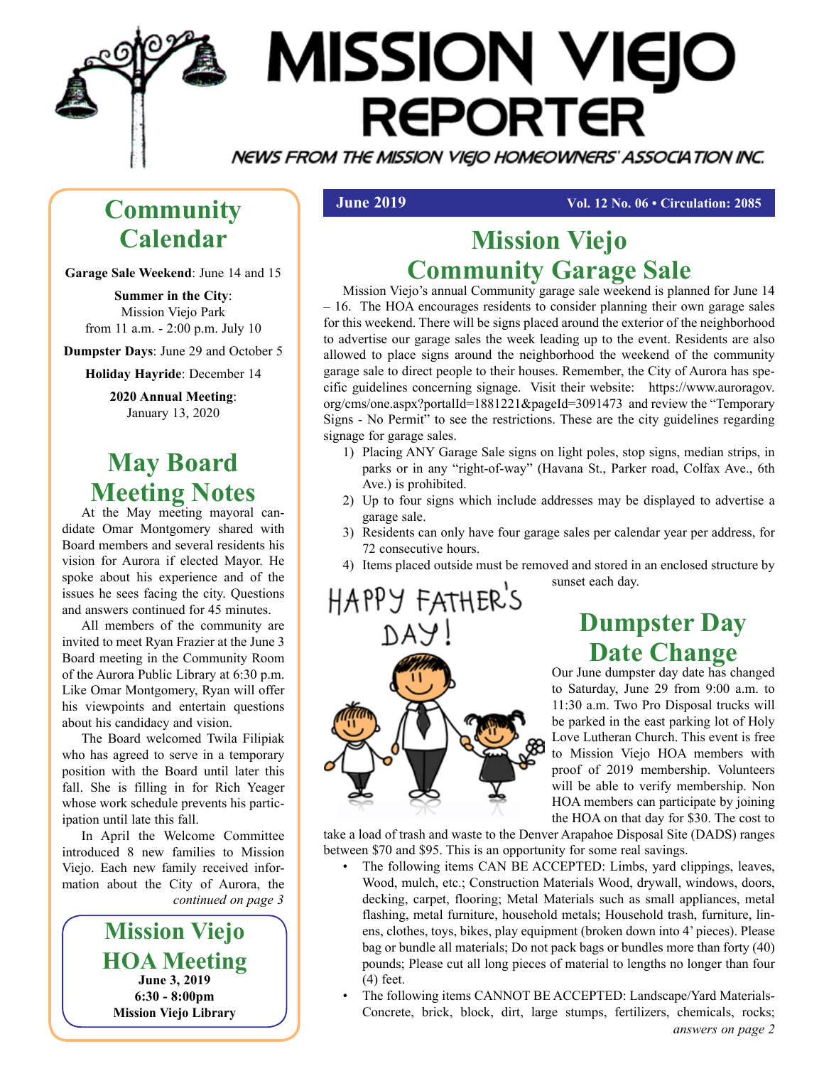# MISSION VIEJO REPORTER

NEWS FROM THE MISSION VIEJO HOMEOWNERS' ASSOCIATION INC.

**June 2019** — **Vol. 12 No. 06 • Circulation: 2085**

## Community Calendar

**Garage Sale Weekend**: June 14 and 15

**Summer in the City**: Mission Viejo Park from 11 a.m. - 2:00 p.m. July 10

**Dumpster Days**: June 29 and October 5

**Holiday Hayride**: December 14

**2020 Annual Meeting**: January 13, 2020

## May Board Meeting Notes

At the May meeting mayoral candidate Omar Montgomery shared with Board members and several residents his vision for Aurora if elected Mayor. He spoke about his experience and of the issues he sees facing the city. Questions and answers continued for 45 minutes.

All members of the community are invited to meet Ryan Frazier at the June 3 Board meeting in the Community Room of the Aurora Public Library at 6:30 p.m. Like Omar Montgomery, Ryan will offer his viewpoints and entertain questions about his candidacy and vision.

The Board welcomed Twila Filipiak who has agreed to serve in a temporary position with the Board until later this fall. She is filling in for Rich Yeager whose work schedule prevents his participation until late this fall.

In April the Welcome Committee introduced 8 new families to Mission Viejo. Each new family received information about the City of Aurora, the

*continued on page 3*

## Mission Viejo HOA Meeting

**June 3, 2019**
**6:30 - 8:00pm**
**Mission Viejo Library**

## Mission Viejo Community Garage Sale

Mission Viejo's annual Community garage sale weekend is planned for June 14 – 16. The HOA encourages residents to consider planning their own garage sales for this weekend. There will be signs placed around the exterior of the neighborhood to advertise our garage sales the week leading up to the event. Residents are also allowed to place signs around the neighborhood the weekend of the community garage sale to direct people to their houses. Remember, the City of Aurora has specific guidelines concerning signage. Visit their website: https://www.auroragov.org/cms/one.aspx?portalId=1881221&pageId=3091473 and review the "Temporary Signs - No Permit" to see the restrictions. These are the city guidelines regarding signage for garage sales.

1) Placing ANY Garage Sale signs on light poles, stop signs, median strips, in parks or in any "right-of-way" (Havana St., Parker road, Colfax Ave., 6th Ave.) is prohibited.
2) Up to four signs which include addresses may be displayed to advertise a garage sale.
3) Residents can only have four garage sales per calendar year per address, for 72 consecutive hours.
4) Items placed outside must be removed and stored in an enclosed structure by sunset each day.

HAPPY FATHER'S DAY!

## Dumpster Day Date Change

Our June dumpster day date has changed to Saturday, June 29 from 9:00 a.m. to 11:30 a.m. Two Pro Disposal trucks will be parked in the east parking lot of Holy Love Lutheran Church. This event is free to Mission Viejo HOA members with proof of 2019 membership. Volunteers will be able to verify membership. Non HOA members can participate by joining the HOA on that day for $30. The cost to take a load of trash and waste to the Denver Arapahoe Disposal Site (DADS) ranges between $70 and $95. This is an opportunity for some real savings.

- The following items CAN BE ACCEPTED: Limbs, yard clippings, leaves, Wood, mulch, etc.; Construction Materials Wood, drywall, windows, doors, decking, carpet, flooring; Metal Materials such as small appliances, metal flashing, metal furniture, household metals; Household trash, furniture, linens, clothes, toys, bikes, play equipment (broken down into 4' pieces). Please bag or bundle all materials; Do not pack bags or bundles more than forty (40) pounds; Please cut all long pieces of material to lengths no longer than four (4) feet.
- The following items CANNOT BE ACCEPTED: Landscape/Yard Materials-Concrete, brick, block, dirt, large stumps, fertilizers, chemicals, rocks;

*answers on page 2*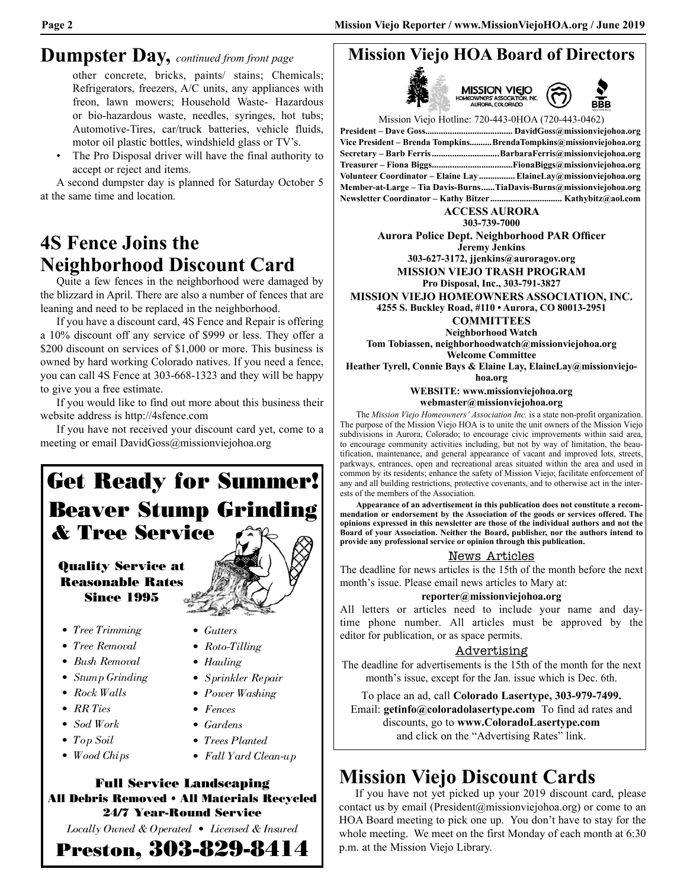## Dumpster Day, *continued from front page*

other concrete, bricks, paints/ stains; Chemicals; Refrigerators, freezers, A/C units, any appliances with freon, lawn mowers; Household Waste- Hazardous or bio-hazardous waste, needles, syringes, hot tubs; Automotive-Tires, car/truck batteries, vehicle fluids, motor oil plastic bottles, windshield glass or TV's.

- The Pro Disposal driver will have the final authority to accept or reject and items.

A second dumpster day is planned for Saturday October 5 at the same time and location.

## 4S Fence Joins the Neighborhood Discount Card

Quite a few fences in the neighborhood were damaged by the blizzard in April. There are also a number of fences that are leaning and need to be replaced in the neighborhood.

If you have a discount card, 4S Fence and Repair is offering a 10% discount off any service of $999 or less. They offer a $200 discount on services of $1,000 or more. This business is owned by hard working Colorado natives. If you need a fence, you can call 4S Fence at 303-668-1323 and they will be happy to give you a free estimate.

If you would like to find out more about this business their website address is http://4sfence.com

If you have not received your discount card yet, come to a meeting or email DavidGoss@missionviejohoa.org

**Get Ready for Summer!**

**Beaver Stump Grinding & Tree Service**

**Quality Service at Reasonable Rates Since 1995**

- *Tree Trimming*
- *Tree Removal*
- *Bush Removal*
- *Stump Grinding*
- *Rock Walls*
- *RR Ties*
- *Sod Work*
- *Top Soil*
- *Wood Chips*
- *Gutters*
- *Roto-Tilling*
- *Hauling*
- *Sprinkler Repair*
- *Power Washing*
- *Fences*
- *Gardens*
- *Trees Planted*
- *Fall Yard Clean-up*

**Full Service Landscaping**
**All Debris Removed • All Materials Recycled**
**24/7 Year-Round Service**

*Locally Owned & Operated • Licensed & Insured*

**Preston, 303-829-8414**

## Mission Viejo HOA Board of Directors

MISSION VIEJO HOMEOWNERS' ASSOCIATION, INC. AURORA, COLORADO

Mission Viejo Hotline: 720-443-0HOA (720-443-0462)

**President – Dave Goss....................................... DavidGoss@missionviejohoa.org**
**Vice President – Brenda Tompkins..........BrendaTompkins@missionviejohoa.org**
**Secretary – Barb Ferris..............................BarbaraFerris@missionviejohoa.org**
**Treasurer – Fiona Biggs....................................FionaBiggs@missionviejohoa.org**
**Volunteer Coordinator – Elaine Lay................ ElaineLay@missionviejohoa.org**
**Member-at-Large – Tia Davis-Burns......TiaDavis-Burns@missionviejohoa.org**
**Newsletter Coordinator – Kathy Bitzer................................ Kathybitz@aol.com**

**ACCESS AURORA**
**303-739-7000**

**Aurora Police Dept. Neighborhood PAR Officer**
**Jeremy Jenkins**
**303-627-3172, jjenkins@auroragov.org**

**MISSION VIEJO TRASH PROGRAM**
**Pro Disposal, Inc., 303-791-3827**

**MISSION VIEJO HOMEOWNERS ASSOCIATION, INC.**
**4255 S. Buckley Road, #110 • Aurora, CO 80013-2951**

**COMMITTEES**
**Neighborhood Watch**
**Tom Tobiassen, neighborhoodwatch@missionviejohoa.org**
**Welcome Committee**
**Heather Tyrell, Connie Bays & Elaine Lay, ElaineLay@missionviejohoa.org**

**WEBSITE: www.missionviejohoa.org**
**webmaster@missionviejohoa.org**

The *Mission Viejo Homeowners' Association Inc.* is a state non-profit organization. The purpose of the Mission Viejo HOA is to unite the unit owners of the Mission Viejo subdivisions in Aurora, Colorado; to encourage civic improvements within said area, to encourage community activities including, but not by way of limitation, the beautification, maintenance, and general appearance of vacant and improved lots, streets, parkways, entrances, open and recreational areas situated within the area and used in common by its residents; enhance the safety of Mission Viejo; facilitate enforcement of any and all building restrictions, protective covenants, and to otherwise act in the interests of the members of the Association.

**Appearance of an advertisement in this publication does not constitute a recommendation or endorsement by the Association of the goods or services offered. The opinions expressed in this newsletter are those of the individual authors and not the Board of your Association. Neither the Board, publisher, nor the authors intend to provide any professional service or opinion through this publication.**

### News Articles

The deadline for news articles is the 15th of the month before the next month's issue. Please email news articles to Mary at:

**reporter@missionviejohoa.org**

All letters or articles need to include your name and daytime phone number. All articles must be approved by the editor for publication, or as space permits.

### Advertising

The deadline for advertisements is the 15th of the month for the next month's issue, except for the Jan. issue which is Dec. 6th.

To place an ad, call **Colorado Lasertype, 303-979-7499.** Email: **getinfo@coloradolasertype.com** To find ad rates and discounts, go to **www.ColoradoLasertype.com** and click on the "Advertising Rates" link.

## Mission Viejo Discount Cards

If you have not yet picked up your 2019 discount card, please contact us by email (President@missionviejohoa.org) or come to an HOA Board meeting to pick one up. You don't have to stay for the whole meeting. We meet on the first Monday of each month at 6:30 p.m. at the Mission Viejo Library.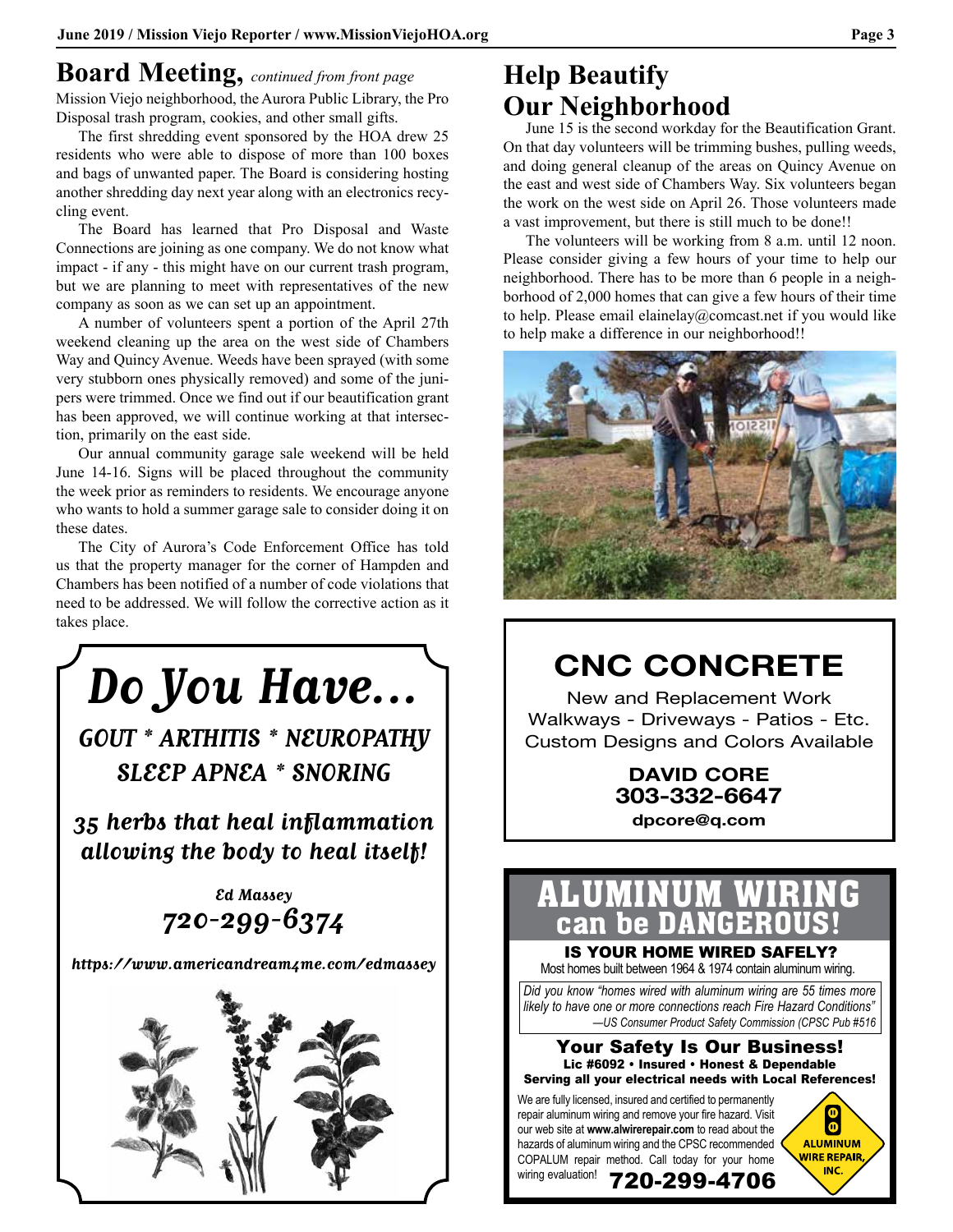## Board Meeting, *continued from front page*

Mission Viejo neighborhood, the Aurora Public Library, the Pro Disposal trash program, cookies, and other small gifts.

The first shredding event sponsored by the HOA drew 25 residents who were able to dispose of more than 100 boxes and bags of unwanted paper. The Board is considering hosting another shredding day next year along with an electronics recycling event.

The Board has learned that Pro Disposal and Waste Connections are joining as one company. We do not know what impact - if any - this might have on our current trash program, but we are planning to meet with representatives of the new company as soon as we can set up an appointment.

A number of volunteers spent a portion of the April 27th weekend cleaning up the area on the west side of Chambers Way and Quincy Avenue. Weeds have been sprayed (with some very stubborn ones physically removed) and some of the junipers were trimmed. Once we find out if our beautification grant has been approved, we will continue working at that intersection, primarily on the east side.

Our annual community garage sale weekend will be held June 14-16. Signs will be placed throughout the community the week prior as reminders to residents. We encourage anyone who wants to hold a summer garage sale to consider doing it on these dates.

The City of Aurora's Code Enforcement Office has told us that the property manager for the corner of Hampden and Chambers has been notified of a number of code violations that need to be addressed. We will follow the corrective action as it takes place.

---

# *Do You Have...*

*GOUT * ARTHITIS * NEUROPATHY*
*SLEEP APNEA * SNORING*

***35 herbs that heal inflammation allowing the body to heal itself!***

*Ed Massey*
***720-299-6374***

*https://www.americandream4me.com/edmassey*

---

## Help Beautify Our Neighborhood

June 15 is the second workday for the Beautification Grant. On that day volunteers will be trimming bushes, pulling weeds, and doing general cleanup of the areas on Quincy Avenue on the east and west side of Chambers Way. Six volunteers began the work on the west side on April 26. Those volunteers made a vast improvement, but there is still much to be done!!

The volunteers will be working from 8 a.m. until 12 noon. Please consider giving a few hours of your time to help our neighborhood. There has to be more than 6 people in a neighborhood of 2,000 homes that can give a few hours of their time to help. Please email elainelay@comcast.net if you would like to help make a difference in our neighborhood!!

---

## CNC CONCRETE

New and Replacement Work
Walkways - Driveways - Patios - Etc.
Custom Designs and Colors Available

**DAVID CORE**
**303-332-6647**
**dpcore@q.com**

---

## ALUMINUM WIRING can be DANGEROUS!

**IS YOUR HOME WIRED SAFELY?**
Most homes built between 1964 & 1974 contain aluminum wiring.

*Did you know "homes wired with aluminum wiring are 55 times more likely to have one or more connections reach Fire Hazard Conditions" —US Consumer Product Safety Commission (CPSC Pub #516*

**Your Safety Is Our Business!**
**Lic #6092 • Insured • Honest & Dependable**
**Serving all your electrical needs with Local References!**

We are fully licensed, insured and certified to permanently repair aluminum wiring and remove your fire hazard. Visit our web site at **www.alwirerepair.com** to read about the hazards of aluminum wiring and the CPSC recommended COPALUM repair method. Call today for your home wiring evaluation! **720-299-4706**

ALUMINUM WIRE REPAIR, INC.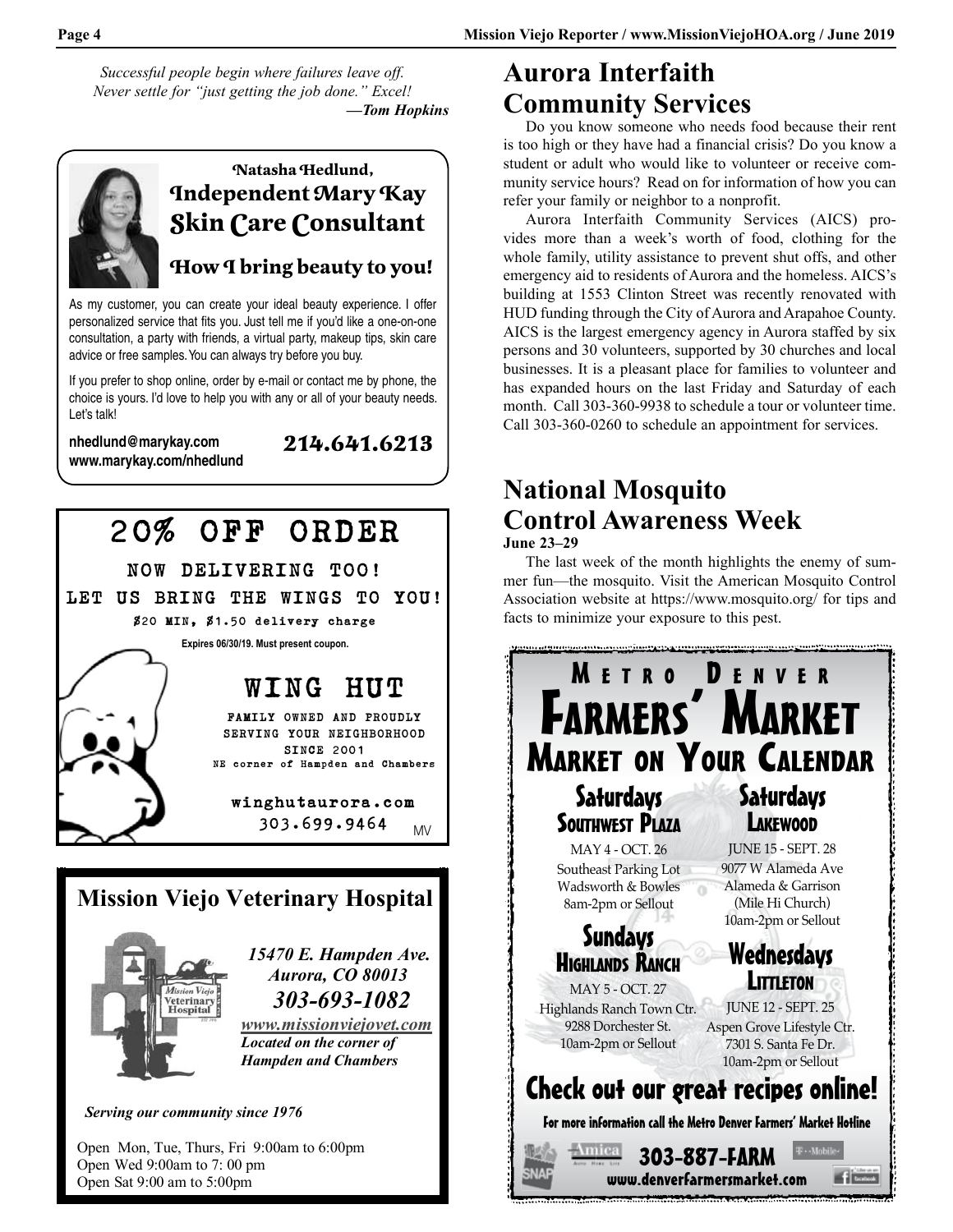*Successful people begin where failures leave off.*
*Never settle for "just getting the job done." Excel!*
***—Tom Hopkins***

**Natasha Hedlund,**
**Independent Mary Kay Skin Care Consultant**

**How I bring beauty to you!**

As my customer, you can create your ideal beauty experience. I offer personalized service that fits you. Just tell me if you'd like a one-on-one consultation, a party with friends, a virtual party, makeup tips, skin care advice or free samples. You can always try before you buy.

If you prefer to shop online, order by e-mail or contact me by phone, the choice is yours. I'd love to help you with any or all of your beauty needs. Let's talk!

**nhedlund@marykay.com**
**www.marykay.com/nhedlund**

**214.641.6213**

**20% OFF ORDER**

**NOW DELIVERING TOO!**
**LET US BRING THE WINGS TO YOU!**
**$20 MIN, $1.50 delivery charge**

**Expires 06/30/19. Must present coupon.**

**WING HUT**

FAMILY OWNED AND PROUDLY SERVING YOUR NEIGHBORHOOD SINCE 2001
NE corner of Hampden and Chambers

**winghutaurora.com**
**303.699.9464**

MV

**Mission Viejo Veterinary Hospital**

***15470 E. Hampden Ave.***
***Aurora, CO 80013***
***303-693-1082***
***www.missionviejovet.com***
***Located on the corner of Hampden and Chambers***

***Serving our community since 1976***

Open Mon, Tue, Thurs, Fri 9:00am to 6:00pm
Open Wed 9:00am to 7: 00 pm
Open Sat 9:00 am to 5:00pm

## Aurora Interfaith Community Services

Do you know someone who needs food because their rent is too high or they have had a financial crisis? Do you know a student or adult who would like to volunteer or receive community service hours? Read on for information of how you can refer your family or neighbor to a nonprofit.

Aurora Interfaith Community Services (AICS) provides more than a week's worth of food, clothing for the whole family, utility assistance to prevent shut offs, and other emergency aid to residents of Aurora and the homeless. AICS's building at 1553 Clinton Street was recently renovated with HUD funding through the City of Aurora and Arapahoe County. AICS is the largest emergency agency in Aurora staffed by six persons and 30 volunteers, supported by 30 churches and local businesses. It is a pleasant place for families to volunteer and has expanded hours on the last Friday and Saturday of each month. Call 303-360-9938 to schedule a tour or volunteer time. Call 303-360-0260 to schedule an appointment for services.

## National Mosquito Control Awareness Week

**June 23–29**

The last week of the month highlights the enemy of summer fun—the mosquito. Visit the American Mosquito Control Association website at https://www.mosquito.org/ for tips and facts to minimize your exposure to this pest.

**METRO DENVER**
**FARMERS' MARKET**
**MARKET ON YOUR CALENDAR**

**Saturdays**
**SOUTHWEST PLAZA**
MAY 4 - OCT. 26
Southeast Parking Lot
Wadsworth & Bowles
8am-2pm or Sellout

**Saturdays**
**LAKEWOOD**
JUNE 15 - SEPT. 28
9077 W Alameda Ave
Alameda & Garrison
(Mile Hi Church)
10am-2pm or Sellout

**Sundays**
**HIGHLANDS RANCH**
MAY 5 - OCT. 27
Highlands Ranch Town Ctr.
9288 Dorchester St.
10am-2pm or Sellout

**Wednesdays**
**LITTLETON**
JUNE 12 - SEPT. 25
Aspen Grove Lifestyle Ctr.
7301 S. Santa Fe Dr.
10am-2pm or Sellout

**Check out our great recipes online!**

**For more information call the Metro Denver Farmers' Market Hotline**

**303-887-FARM**
**www.denverfarmersmarket.com**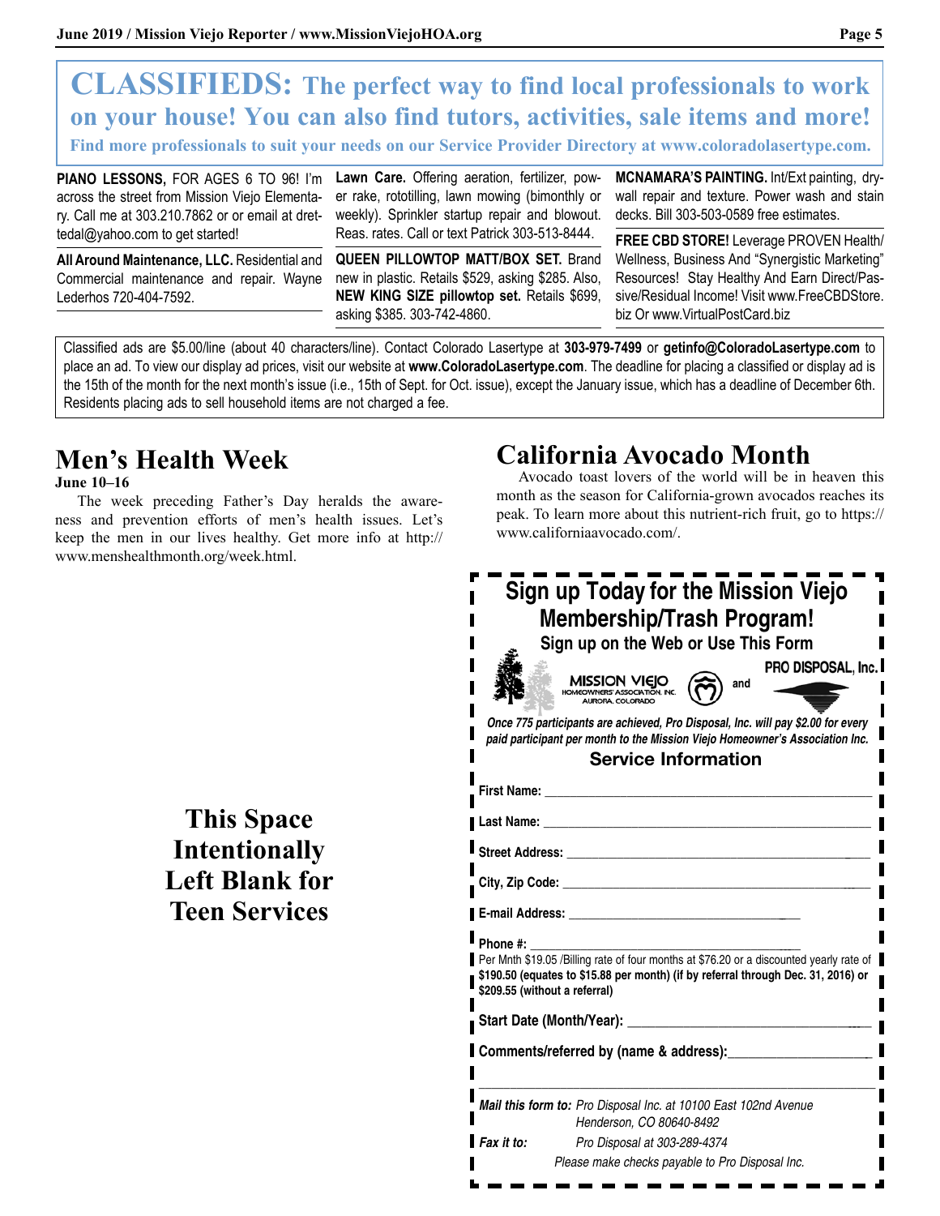# CLASSIFIEDS: The perfect way to find local professionals to work on your house! You can also find tutors, activities, sale items and more!

**Find more professionals to suit your needs on our Service Provider Directory at www.coloradolasertype.com.**

**PIANO LESSONS**, FOR AGES 6 TO 96! I'm across the street from Mission Viejo Elementary. Call me at 303.210.7862 or or email at dretedal@yahoo.com to get started!

**All Around Maintenance, LLC.** Residential and Commercial maintenance and repair. Wayne Lederhos 720-404-7592.

**Lawn Care.** Offering aeration, fertilizer, power rake, rototilling, lawn mowing (bimonthly or weekly). Sprinkler startup repair and blowout. Reas. rates. Call or text Patrick 303-513-8444.

**QUEEN PILLOWTOP MATT/BOX SET.** Brand new in plastic. Retails $529, asking $285. Also, **NEW KING SIZE pillowtop set.** Retails $699, asking $385. 303-742-4860.

**MCNAMARA'S PAINTING.** Int/Ext painting, drywall repair and texture. Power wash and stain decks. Bill 303-503-0589 free estimates.

**FREE CBD STORE!** Leverage PROVEN Health/Wellness, Business And "Synergistic Marketing" Resources! Stay Healthy And Earn Direct/Passive/Residual Income! Visit www.FreeCBDStore.biz Or www.VirtualPostCard.biz

Classified ads are $5.00/line (about 40 characters/line). Contact Colorado Lasertype at **303-979-7499** or **getinfo@ColoradoLasertype.com** to place an ad. To view our display ad prices, visit our website at **www.ColoradoLasertype.com**. The deadline for placing a classified or display ad is the 15th of the month for the next month's issue (i.e., 15th of Sept. for Oct. issue), except the January issue, which has a deadline of December 6th. Residents placing ads to sell household items are not charged a fee.

## Men's Health Week

**June 10–16**

The week preceding Father's Day heralds the awareness and prevention efforts of men's health issues. Let's keep the men in our lives healthy. Get more info at http://www.menshealthmonth.org/week.html.

**This Space Intentionally Left Blank for Teen Services**

## California Avocado Month

Avocado toast lovers of the world will be in heaven this month as the season for California-grown avocados reaches its peak. To learn more about this nutrient-rich fruit, go to https://www.californiaavocado.com/.

## Sign up Today for the Mission Viejo Membership/Trash Program!

**Sign up on the Web or Use This Form**

MISSION VIEJO HOMEOWNERS' ASSOCIATION, INC. AURORA, COLORADO and PRO DISPOSAL, Inc.

*Once 775 participants are achieved, Pro Disposal, Inc. will pay $2.00 for every paid participant per month to the Mission Viejo Homeowner's Association Inc.*

**Service Information**

**First Name:** ____________________

**Last Name:** ____________________

**Street Address:** ____________________

**City, Zip Code:** ____________________

**E-mail Address:** ____________________

**Phone #:** ____________________

Per Mnth $19.05 /Billing rate of four months at $76.20 or a discounted yearly rate of **$190.50 (equates to $15.88 per month) (if by referral through Dec. 31, 2016) or $209.55 (without a referral)**

**Start Date (Month/Year):** ____________________

**Comments/referred by (name & address):** ____________________

***Mail this form to:*** *Pro Disposal Inc. at 10100 East 102nd Avenue Henderson, CO 80640-8492*

***Fax it to:*** *Pro Disposal at 303-289-4374*

*Please make checks payable to Pro Disposal Inc.*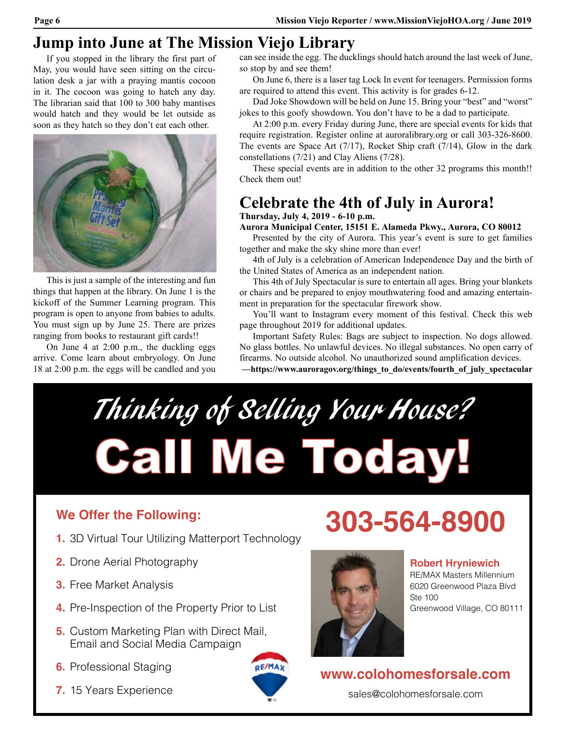# Jump into June at The Mission Viejo Library

If you stopped in the library the first part of May, you would have seen sitting on the circulation desk a jar with a praying mantis cocoon in it. The cocoon was going to hatch any day. The librarian said that 100 to 300 baby mantises would hatch and they would be let outside as soon as they hatch so they don't eat each other.

This is just a sample of the interesting and fun things that happen at the library. On June 1 is the kickoff of the Summer Learning program. This program is open to anyone from babies to adults. You must sign up by June 25. There are prizes ranging from books to restaurant gift cards!!

On June 4 at 2:00 p.m., the duckling eggs arrive. Come learn about embryology. On June 18 at 2:00 p.m. the eggs will be candled and you can see inside the egg. The ducklings should hatch around the last week of June, so stop by and see them!

On June 6, there is a laser tag Lock In event for teenagers. Permission forms are required to attend this event. This activity is for grades 6-12.

Dad Joke Showdown will be held on June 15. Bring your "best" and "worst" jokes to this goofy showdown. You don't have to be a dad to participate.

At 2:00 p.m. every Friday during June, there are special events for kids that require registration. Register online at auroralibrary.org or call 303-326-8600. The events are Space Art (7/17), Rocket Ship craft (7/14), Glow in the dark constellations (7/21) and Clay Aliens (7/28).

These special events are in addition to the other 32 programs this month!! Check them out!

# Celebrate the 4th of July in Aurora!

**Thursday, July 4, 2019 - 6-10 p.m.**

**Aurora Municipal Center, 15151 E. Alameda Pkwy., Aurora, CO 80012**

Presented by the city of Aurora. This year's event is sure to get families together and make the sky shine more than ever!

4th of July is a celebration of American Independence Day and the birth of the United States of America as an independent nation.

This 4th of July Spectacular is sure to entertain all ages. Bring your blankets or chairs and be prepared to enjoy mouthwatering food and amazing entertainment in preparation for the spectacular firework show.

You'll want to Instagram every moment of this festival. Check this web page throughout 2019 for additional updates.

Important Safety Rules: Bags are subject to inspection. No dogs allowed. No glass bottles. No unlawful devices. No illegal substances. No open carry of firearms. No outside alcohol. No unauthorized sound amplification devices.

**—https://www.auroragov.org/things_to_do/events/fourth_of_july_spectacular**

# *Thinking of Selling Your House?*

# Call Me Today!

**We Offer the Following:**

1. 3D Virtual Tour Utilizing Matterport Technology
2. Drone Aerial Photography
3. Free Market Analysis
4. Pre-Inspection of the Property Prior to List
5. Custom Marketing Plan with Direct Mail, Email and Social Media Campaign
6. Professional Staging
7. 15 Years Experience

**303-564-8900**

**Robert Hryniewich**
RE/MAX Masters Millennium
6020 Greenwood Plaza Blvd
Ste 100
Greenwood Village, CO 80111

**www.colohomesforsale.com**

sales@colohomesforsale.com